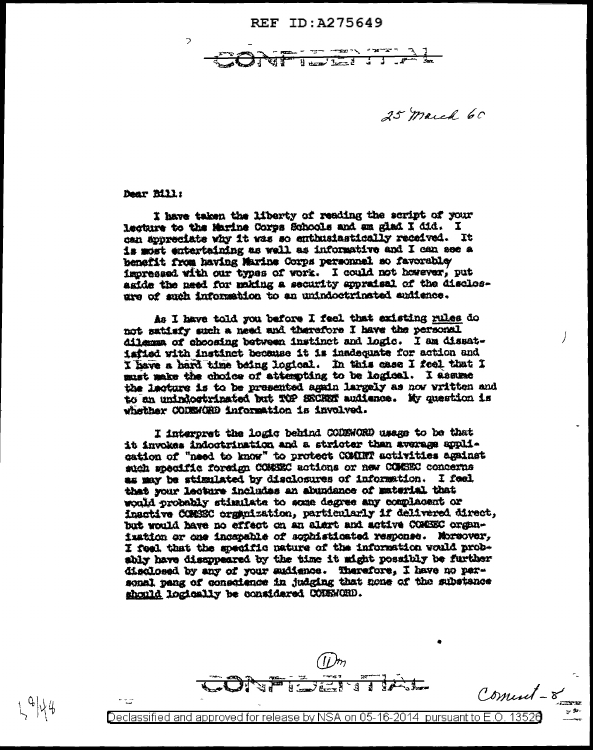REF ID:A275649

CONFIDENTIAL

25 March 60

Dear Bill:

I have taken the liberty of reading the script of your lecture to the Marine Corps Schools and am glad I did. I can appreciate why it was so enthusiastically received. It is most entertaining as well as informative and I can see a benefit from having Marine Corps personnel so favorably impressed with our types of work. I could not however, put aside the need for making a security appraisal of the disclosure of such information to an unindoctrinated audience.

As I have told you before I feel that existing rules do not satisfy such a need and therefore I have the personal dilemma of choosing between instinct and logic. I am dissatisfied with instinct because it is inadequate for action and I have a hard time being logical. In this case I feel that I must make the choice of attempting to be logical. I assume the lecture is to be presented again largely as now written and to an unindoctrinated but TOP SECRET audience. My question is whether CODEWORD information is involved.

I interpret the logic behind CODEWORD usage to be that it invokes indoctrination and a stricter than average application of "need to know" to protect COMINT activities against such specific foreign COMSEC actions or new COMSEC concerns as may be stimulated by disclosures of information. I feel that your lecture includes an abundance of material that would probably stimulate to some degree any complacent or inactive COMSEC organization, particularly if delivered direct, but would have no effect on an alert and active COMSEC organization or one incapable of sophisticated response. Moreover, I feel that the specific nature of the information would probably have disappeared by the time it might possibly be further disclosed by any of your audience. Therefore, I have no personal pang of conscience in judging that none of the substance should logically be considered CODEWORD.

CONFIDENTIAL

Comint - 8

Declassified and approved for release by NSA on 05-16-2014 pursuant to E.O. 13526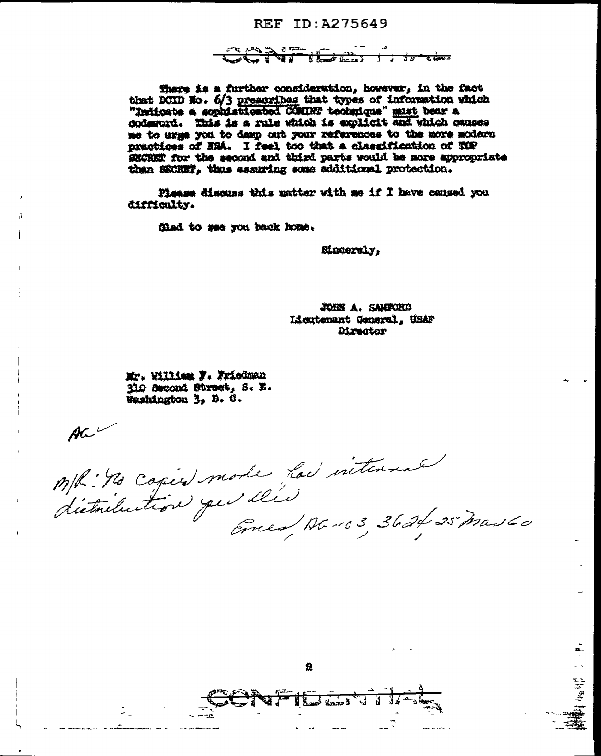REF ID:A275649

CONFIDENTIAL

There is a further consideration, however, in the fact that DCID No. 6/3 prescribes that types of information which "Indicate a sophisticated COMINT technique" must bear a codeword. This is a rule which is explicit and which causes me to urge you to damp out your references to the more modern practices of NSA. I feel too that a classification of TOP SECRET for the second and third parts would be more appropriate than SECRET, thus assuring some additional protection.

Please discuss this matter with me if I have caused you difficulty.

Glad to see you back home.

Sincerely,

JOHN A. SAMFORD
Lieutenant General, USAF
Director

Mr. William F. Friedman
310 Second Street, S. E.
Washington 3, D. C.

AC ✓

M/R: No copies made for internal distribution per dir.
Enced, AC-C3, 3624 25 Mar 60

CONFIDENTIAL